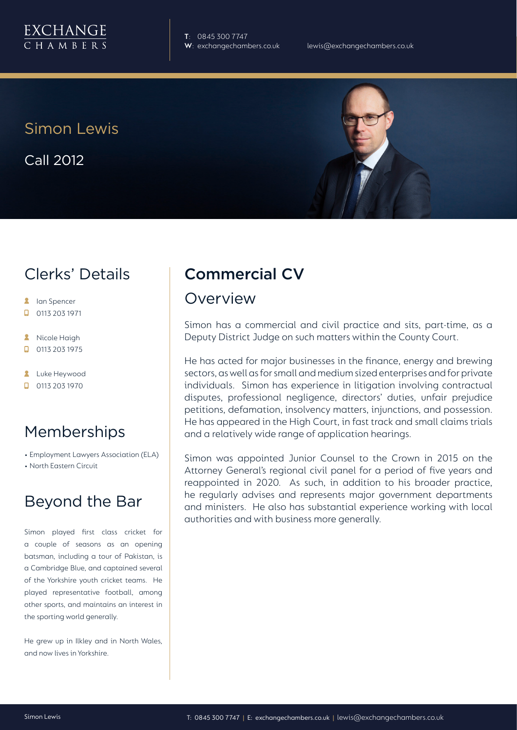EXCHANGE CHAMBERS

**T**: 0845 300 7747
**W**: exchangechambers.co.uk
lewis@exchangechambers.co.uk

# Simon Lewis

Call 2012

## Clerks' Details

- Ian Spencer
- 0113 203 1971
- Nicole Haigh
- 0113 203 1975
- Luke Heywood
- 0113 203 1970

## Memberships

- Employment Lawyers Association (ELA)
- North Eastern Circuit

## Beyond the Bar

Simon played first class cricket for a couple of seasons as an opening batsman, including a tour of Pakistan, is a Cambridge Blue, and captained several of the Yorkshire youth cricket teams. He played representative football, among other sports, and maintains an interest in the sporting world generally.

He grew up in Ilkley and in North Wales, and now lives in Yorkshire.

## Commercial CV

### Overview

Simon has a commercial and civil practice and sits, part-time, as a Deputy District Judge on such matters within the County Court.

He has acted for major businesses in the finance, energy and brewing sectors, as well as for small and medium sized enterprises and for private individuals. Simon has experience in litigation involving contractual disputes, professional negligence, directors' duties, unfair prejudice petitions, defamation, insolvency matters, injunctions, and possession. He has appeared in the High Court, in fast track and small claims trials and a relatively wide range of application hearings.

Simon was appointed Junior Counsel to the Crown in 2015 on the Attorney General's regional civil panel for a period of five years and reappointed in 2020. As such, in addition to his broader practice, he regularly advises and represents major government departments and ministers. He also has substantial experience working with local authorities and with business more generally.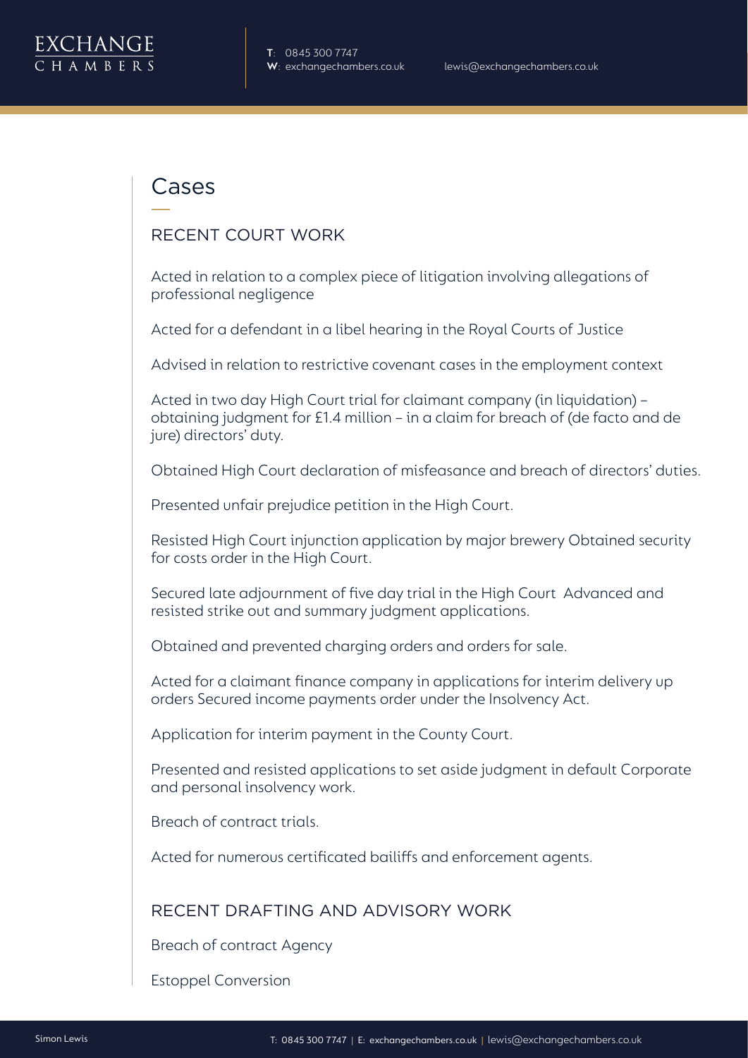# Cases

## RECENT COURT WORK

Acted in relation to a complex piece of litigation involving allegations of professional negligence

Acted for a defendant in a libel hearing in the Royal Courts of Justice

Advised in relation to restrictive covenant cases in the employment context

Acted in two day High Court trial for claimant company (in liquidation) – obtaining judgment for £1.4 million – in a claim for breach of (de facto and de jure) directors' duty.

Obtained High Court declaration of misfeasance and breach of directors' duties.

Presented unfair prejudice petition in the High Court.

Resisted High Court injunction application by major brewery Obtained security for costs order in the High Court.

Secured late adjournment of five day trial in the High Court Advanced and resisted strike out and summary judgment applications.

Obtained and prevented charging orders and orders for sale.

Acted for a claimant finance company in applications for interim delivery up orders Secured income payments order under the Insolvency Act.

Application for interim payment in the County Court.

Presented and resisted applications to set aside judgment in default Corporate and personal insolvency work.

Breach of contract trials.

Acted for numerous certificated bailiffs and enforcement agents.

## RECENT DRAFTING AND ADVISORY WORK

Breach of contract Agency

Estoppel Conversion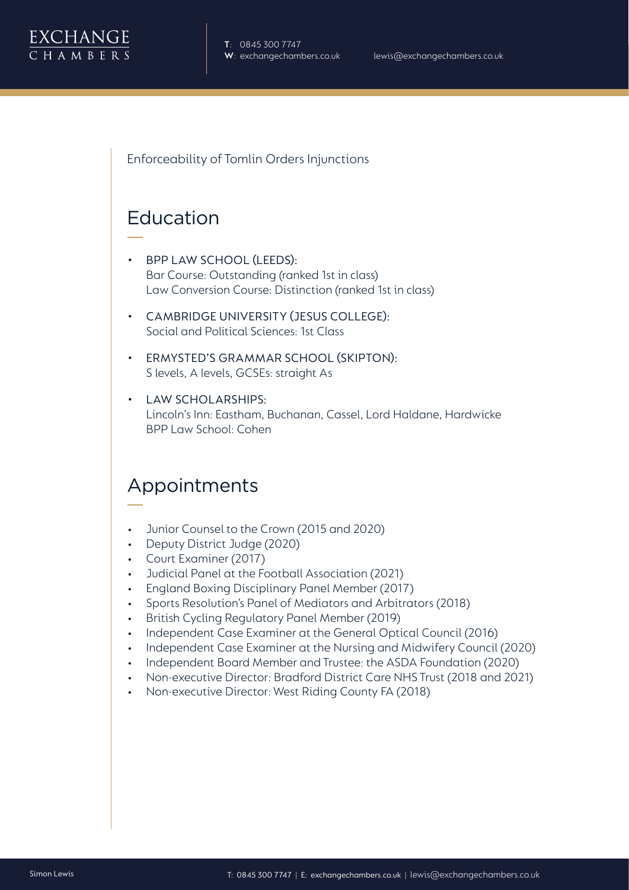Enforceability of Tomlin Orders Injunctions

## Education

- BPP LAW SCHOOL (LEEDS):
  Bar Course: Outstanding (ranked 1st in class)
  Law Conversion Course: Distinction (ranked 1st in class)
- CAMBRIDGE UNIVERSITY (JESUS COLLEGE):
  Social and Political Sciences: 1st Class
- ERMYSTED'S GRAMMAR SCHOOL (SKIPTON):
  S levels, A levels, GCSEs: straight As
- LAW SCHOLARSHIPS:
  Lincoln's Inn: Eastham, Buchanan, Cassel, Lord Haldane, Hardwicke
  BPP Law School: Cohen

## Appointments

- Junior Counsel to the Crown (2015 and 2020)
- Deputy District Judge (2020)
- Court Examiner (2017)
- Judicial Panel at the Football Association (2021)
- England Boxing Disciplinary Panel Member (2017)
- Sports Resolution's Panel of Mediators and Arbitrators (2018)
- British Cycling Regulatory Panel Member (2019)
- Independent Case Examiner at the General Optical Council (2016)
- Independent Case Examiner at the Nursing and Midwifery Council (2020)
- Independent Board Member and Trustee: the ASDA Foundation (2020)
- Non-executive Director: Bradford District Care NHS Trust (2018 and 2021)
- Non-executive Director: West Riding County FA (2018)